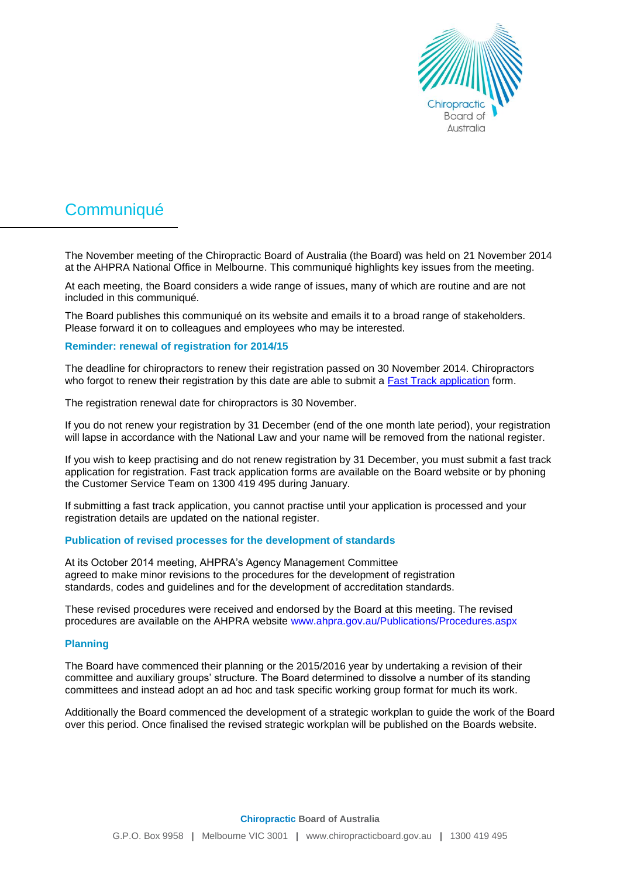# Communiqué

The November meeting of the Chiropractic Board of Australia (the Board) was held on 21 November 2014 at the AHPRA National Office in Melbourne. This communiqué highlights key issues from the meeting.

At each meeting, the Board considers a wide range of issues, many of which are routine and are not included in this communiqué.

The Board publishes this communiqué on its website and emails it to a broad range of stakeholders. Please forward it on to colleagues and employees who may be interested.

## Reminder: renewal of registration for 2014/15

The deadline for chiropractors to renew their registration passed on 30 November 2014. Chiropractors who forgot to renew their registration by this date are able to submit a Fast Track application form.

The registration renewal date for chiropractors is 30 November.

If you do not renew your registration by 31 December (end of the one month late period), your registration will lapse in accordance with the National Law and your name will be removed from the national register.

If you wish to keep practising and do not renew registration by 31 December, you must submit a fast track application for registration. Fast track application forms are available on the Board website or by phoning the Customer Service Team on 1300 419 495 during January.

If submitting a fast track application, you cannot practise until your application is processed and your registration details are updated on the national register.

## Publication of revised processes for the development of standards

At its October 2014 meeting, AHPRA's Agency Management Committee agreed to make minor revisions to the procedures for the development of registration standards, codes and guidelines and for the development of accreditation standards.

These revised procedures were received and endorsed by the Board at this meeting. The revised procedures are available on the AHPRA website www.ahpra.gov.au/Publications/Procedures.aspx

## Planning

The Board have commenced their planning or the 2015/2016 year by undertaking a revision of their committee and auxiliary groups' structure. The Board determined to dissolve a number of its standing committees and instead adopt an ad hoc and task specific working group format for much its work.

Additionally the Board commenced the development of a strategic workplan to guide the work of the Board over this period. Once finalised the revised strategic workplan will be published on the Boards website.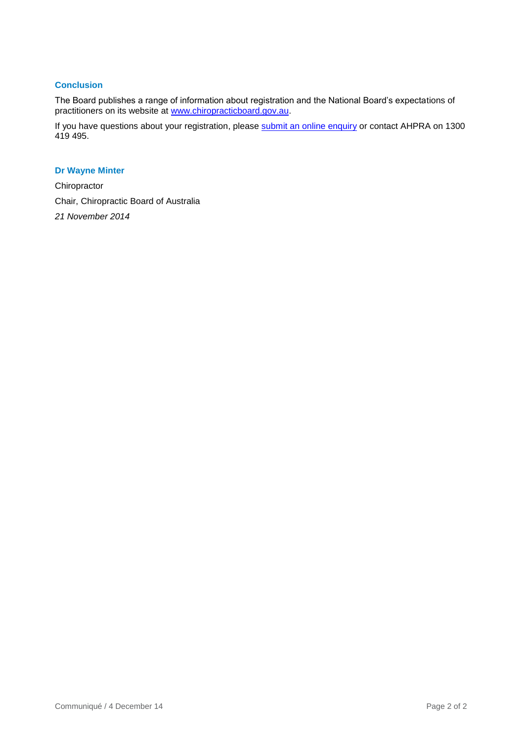## Conclusion

The Board publishes a range of information about registration and the National Board's expectations of practitioners on its website at [www.chiropracticboard.gov.au](http://www.chiropracticboard.gov.au).

If you have questions about your registration, please submit an online enquiry or contact AHPRA on 1300 419 495.

**Dr Wayne Minter**

Chiropractor

Chair, Chiropractic Board of Australia

*21 November 2014*